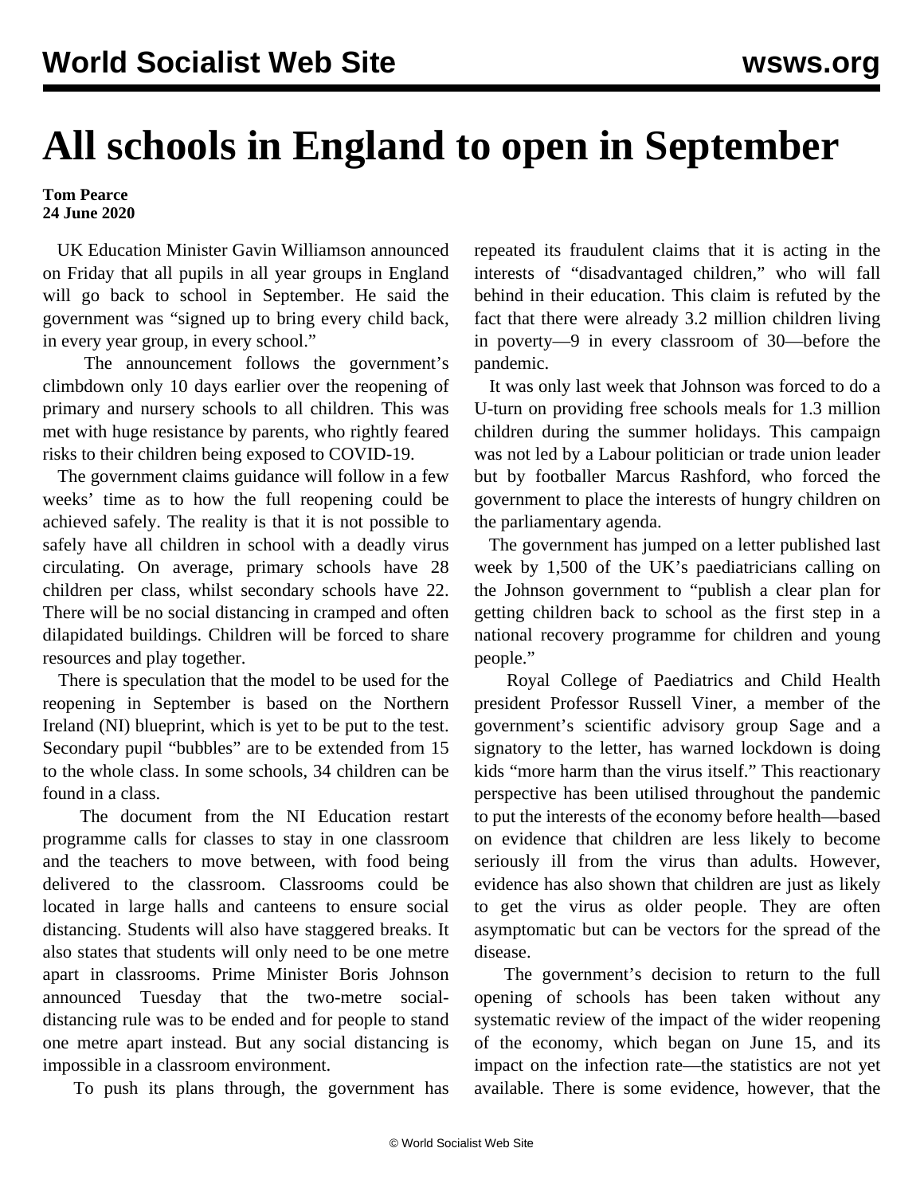# All schools in England to open in September

**Tom Pearce**
**24 June 2020**

UK Education Minister Gavin Williamson announced on Friday that all pupils in all year groups in England will go back to school in September. He said the government was "signed up to bring every child back, in every year group, in every school."

The announcement follows the government's climbdown only 10 days earlier over the reopening of primary and nursery schools to all children. This was met with huge resistance by parents, who rightly feared risks to their children being exposed to COVID-19.

The government claims guidance will follow in a few weeks' time as to how the full reopening could be achieved safely. The reality is that it is not possible to safely have all children in school with a deadly virus circulating. On average, primary schools have 28 children per class, whilst secondary schools have 22. There will be no social distancing in cramped and often dilapidated buildings. Children will be forced to share resources and play together.

There is speculation that the model to be used for the reopening in September is based on the Northern Ireland (NI) blueprint, which is yet to be put to the test. Secondary pupil "bubbles" are to be extended from 15 to the whole class. In some schools, 34 children can be found in a class.

The document from the NI Education restart programme calls for classes to stay in one classroom and the teachers to move between, with food being delivered to the classroom. Classrooms could be located in large halls and canteens to ensure social distancing. Students will also have staggered breaks. It also states that students will only need to be one metre apart in classrooms. Prime Minister Boris Johnson announced Tuesday that the two-metre social-distancing rule was to be ended and for people to stand one metre apart instead. But any social distancing is impossible in a classroom environment.

To push its plans through, the government has repeated its fraudulent claims that it is acting in the interests of "disadvantaged children," who will fall behind in their education. This claim is refuted by the fact that there were already 3.2 million children living in poverty—9 in every classroom of 30—before the pandemic.

It was only last week that Johnson was forced to do a U-turn on providing free schools meals for 1.3 million children during the summer holidays. This campaign was not led by a Labour politician or trade union leader but by footballer Marcus Rashford, who forced the government to place the interests of hungry children on the parliamentary agenda.

The government has jumped on a letter published last week by 1,500 of the UK's paediatricians calling on the Johnson government to "publish a clear plan for getting children back to school as the first step in a national recovery programme for children and young people."

Royal College of Paediatrics and Child Health president Professor Russell Viner, a member of the government's scientific advisory group Sage and a signatory to the letter, has warned lockdown is doing kids "more harm than the virus itself." This reactionary perspective has been utilised throughout the pandemic to put the interests of the economy before health—based on evidence that children are less likely to become seriously ill from the virus than adults. However, evidence has also shown that children are just as likely to get the virus as older people. They are often asymptomatic but can be vectors for the spread of the disease.

The government's decision to return to the full opening of schools has been taken without any systematic review of the impact of the wider reopening of the economy, which began on June 15, and its impact on the infection rate—the statistics are not yet available. There is some evidence, however, that the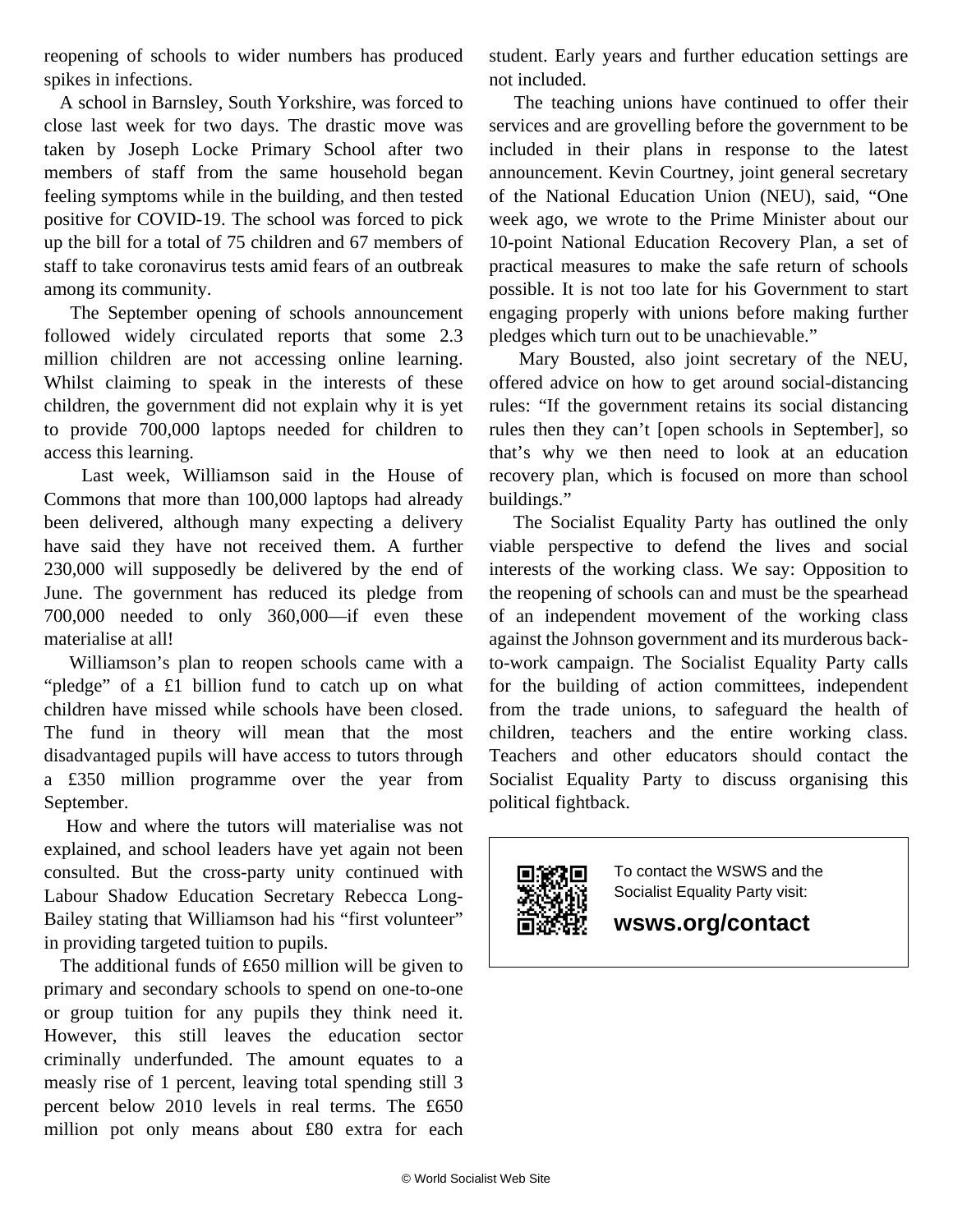reopening of schools to wider numbers has produced spikes in infections.

A school in Barnsley, South Yorkshire, was forced to close last week for two days. The drastic move was taken by Joseph Locke Primary School after two members of staff from the same household began feeling symptoms while in the building, and then tested positive for COVID-19. The school was forced to pick up the bill for a total of 75 children and 67 members of staff to take coronavirus tests amid fears of an outbreak among its community.

The September opening of schools announcement followed widely circulated reports that some 2.3 million children are not accessing online learning. Whilst claiming to speak in the interests of these children, the government did not explain why it is yet to provide 700,000 laptops needed for children to access this learning.

Last week, Williamson said in the House of Commons that more than 100,000 laptops had already been delivered, although many expecting a delivery have said they have not received them. A further 230,000 will supposedly be delivered by the end of June. The government has reduced its pledge from 700,000 needed to only 360,000—if even these materialise at all!

Williamson's plan to reopen schools came with a "pledge" of a £1 billion fund to catch up on what children have missed while schools have been closed. The fund in theory will mean that the most disadvantaged pupils will have access to tutors through a £350 million programme over the year from September.

How and where the tutors will materialise was not explained, and school leaders have yet again not been consulted. But the cross-party unity continued with Labour Shadow Education Secretary Rebecca Long-Bailey stating that Williamson had his "first volunteer" in providing targeted tuition to pupils.

The additional funds of £650 million will be given to primary and secondary schools to spend on one-to-one or group tuition for any pupils they think need it. However, this still leaves the education sector criminally underfunded. The amount equates to a measly rise of 1 percent, leaving total spending still 3 percent below 2010 levels in real terms. The £650 million pot only means about £80 extra for each student. Early years and further education settings are not included.

The teaching unions have continued to offer their services and are grovelling before the government to be included in their plans in response to the latest announcement. Kevin Courtney, joint general secretary of the National Education Union (NEU), said, "One week ago, we wrote to the Prime Minister about our 10-point National Education Recovery Plan, a set of practical measures to make the safe return of schools possible. It is not too late for his Government to start engaging properly with unions before making further pledges which turn out to be unachievable."

Mary Bousted, also joint secretary of the NEU, offered advice on how to get around social-distancing rules: "If the government retains its social distancing rules then they can't [open schools in September], so that's why we then need to look at an education recovery plan, which is focused on more than school buildings."

The Socialist Equality Party has outlined the only viable perspective to defend the lives and social interests of the working class. We say: Opposition to the reopening of schools can and must be the spearhead of an independent movement of the working class against the Johnson government and its murderous back-to-work campaign. The Socialist Equality Party calls for the building of action committees, independent from the trade unions, to safeguard the health of children, teachers and the entire working class. Teachers and other educators should contact the Socialist Equality Party to discuss organising this political fightback.

To contact the WSWS and the Socialist Equality Party visit:

**wsws.org/contact**